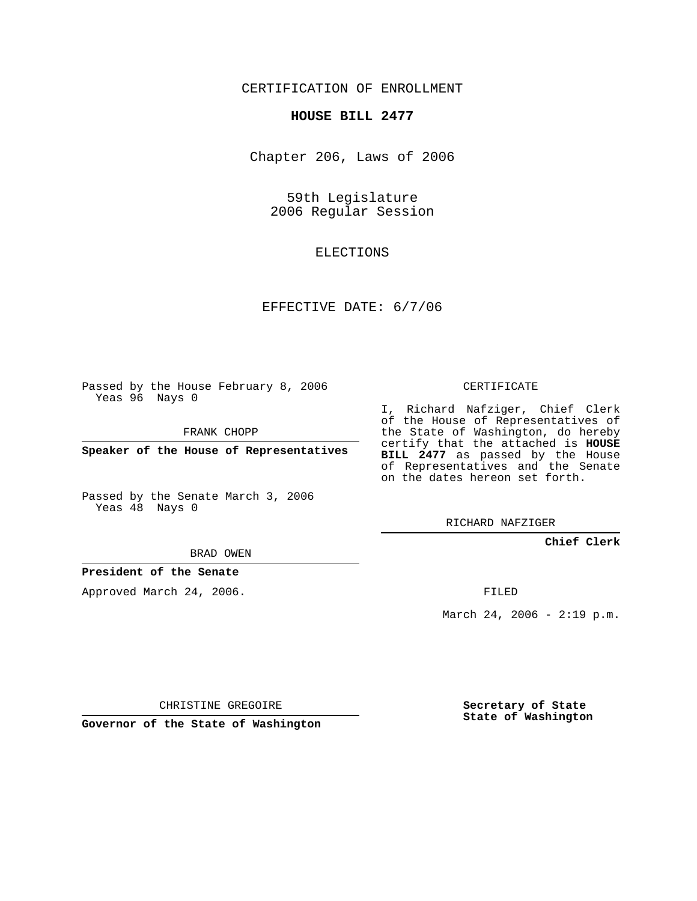CERTIFICATION OF ENROLLMENT

**HOUSE BILL 2477**

Chapter 206, Laws of 2006

59th Legislature
2006 Regular Session

ELECTIONS

EFFECTIVE DATE: 6/7/06

Passed by the House February 8, 2006
Yeas 96 Nays 0

FRANK CHOPP

**Speaker of the House of Representatives**

Passed by the Senate March 3, 2006
Yeas 48 Nays 0

BRAD OWEN

**President of the Senate**

Approved March 24, 2006.

CHRISTINE GREGOIRE

**Governor of the State of Washington**

CERTIFICATE

I, Richard Nafziger, Chief Clerk of the House of Representatives of the State of Washington, do hereby certify that the attached is **HOUSE BILL 2477** as passed by the House of Representatives and the Senate on the dates hereon set forth.

RICHARD NAFZIGER

**Chief Clerk**

FILED

March 24, 2006 - 2:19 p.m.

**Secretary of State**
**State of Washington**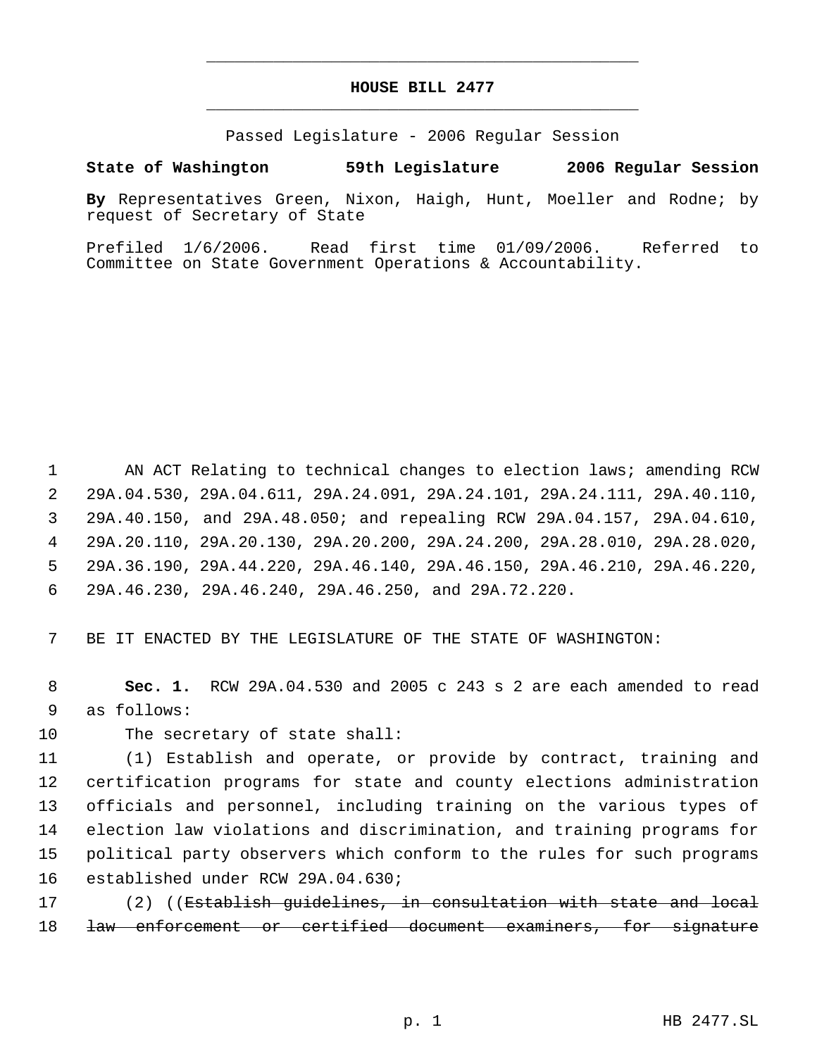# HOUSE BILL 2477

Passed Legislature - 2006 Regular Session

**State of Washington 59th Legislature 2006 Regular Session**

**By** Representatives Green, Nixon, Haigh, Hunt, Moeller and Rodne; by request of Secretary of State

Prefiled 1/6/2006. Read first time 01/09/2006. Referred to Committee on State Government Operations & Accountability.

AN ACT Relating to technical changes to election laws; amending RCW 29A.04.530, 29A.04.611, 29A.24.091, 29A.24.101, 29A.24.111, 29A.40.110, 29A.40.150, and 29A.48.050; and repealing RCW 29A.04.157, 29A.04.610, 29A.20.110, 29A.20.130, 29A.20.200, 29A.24.200, 29A.28.010, 29A.28.020, 29A.36.190, 29A.44.220, 29A.46.140, 29A.46.150, 29A.46.210, 29A.46.220, 29A.46.230, 29A.46.240, 29A.46.250, and 29A.72.220.

BE IT ENACTED BY THE LEGISLATURE OF THE STATE OF WASHINGTON:

**Sec. 1.** RCW 29A.04.530 and 2005 c 243 s 2 are each amended to read as follows:

The secretary of state shall:

(1) Establish and operate, or provide by contract, training and certification programs for state and county elections administration officials and personnel, including training on the various types of election law violations and discrimination, and training programs for political party observers which conform to the rules for such programs established under RCW 29A.04.630;

(2) ((~~Establish guidelines, in consultation with state and local law enforcement or certified document examiners, for signature~~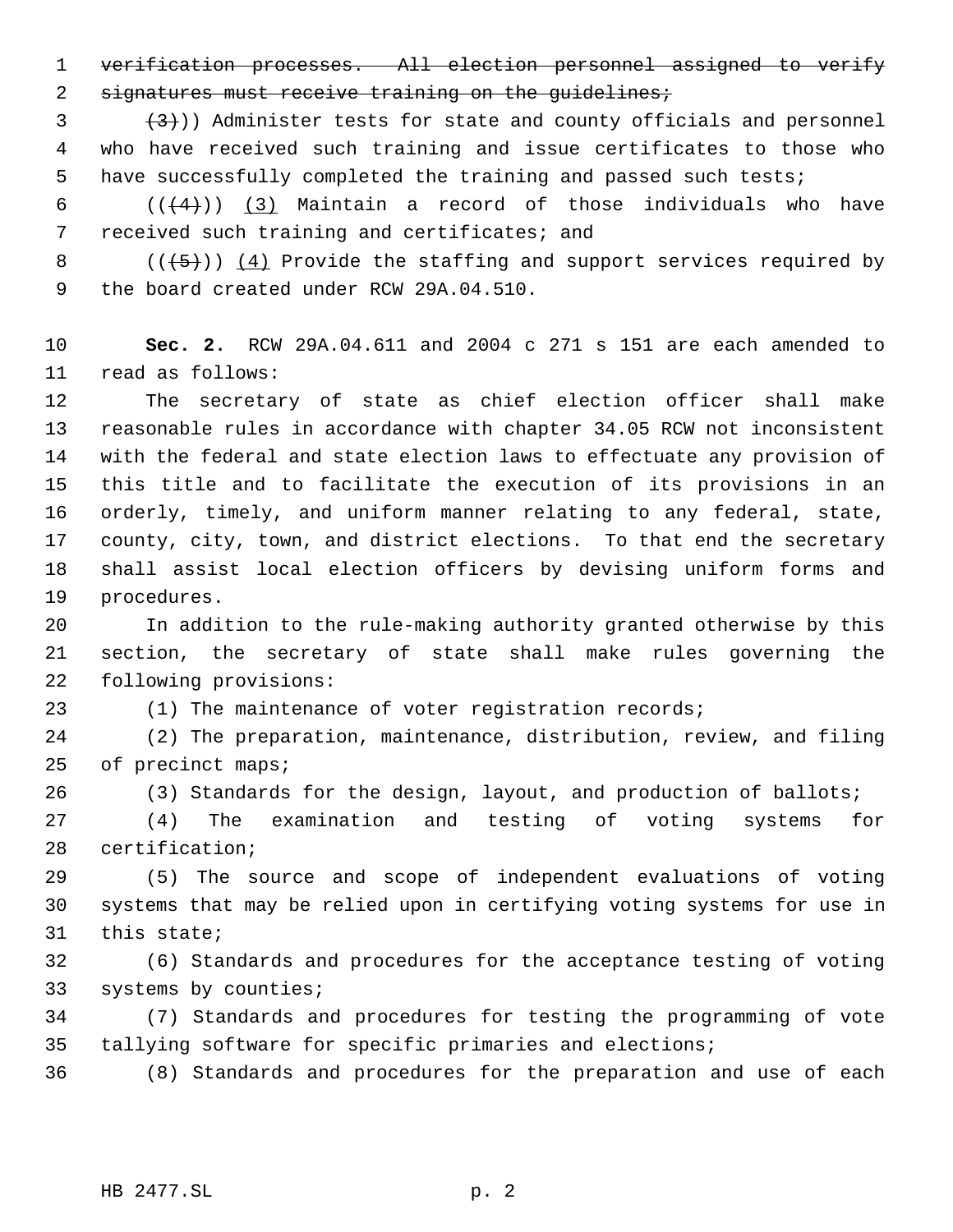~~verification processes. All election personnel assigned to verify signatures must receive training on the guidelines;~~

~~(3)~~)) Administer tests for state and county officials and personnel who have received such training and issue certificates to those who have successfully completed the training and passed such tests;

((~~(4)~~)) <u>(3)</u> Maintain a record of those individuals who have received such training and certificates; and

((~~(5)~~)) <u>(4)</u> Provide the staffing and support services required by the board created under RCW 29A.04.510.

**Sec. 2.** RCW 29A.04.611 and 2004 c 271 s 151 are each amended to read as follows:

The secretary of state as chief election officer shall make reasonable rules in accordance with chapter 34.05 RCW not inconsistent with the federal and state election laws to effectuate any provision of this title and to facilitate the execution of its provisions in an orderly, timely, and uniform manner relating to any federal, state, county, city, town, and district elections. To that end the secretary shall assist local election officers by devising uniform forms and procedures.

In addition to the rule-making authority granted otherwise by this section, the secretary of state shall make rules governing the following provisions:

(1) The maintenance of voter registration records;

(2) The preparation, maintenance, distribution, review, and filing of precinct maps;

(3) Standards for the design, layout, and production of ballots;

(4) The examination and testing of voting systems for certification;

(5) The source and scope of independent evaluations of voting systems that may be relied upon in certifying voting systems for use in this state;

(6) Standards and procedures for the acceptance testing of voting systems by counties;

(7) Standards and procedures for testing the programming of vote tallying software for specific primaries and elections;

(8) Standards and procedures for the preparation and use of each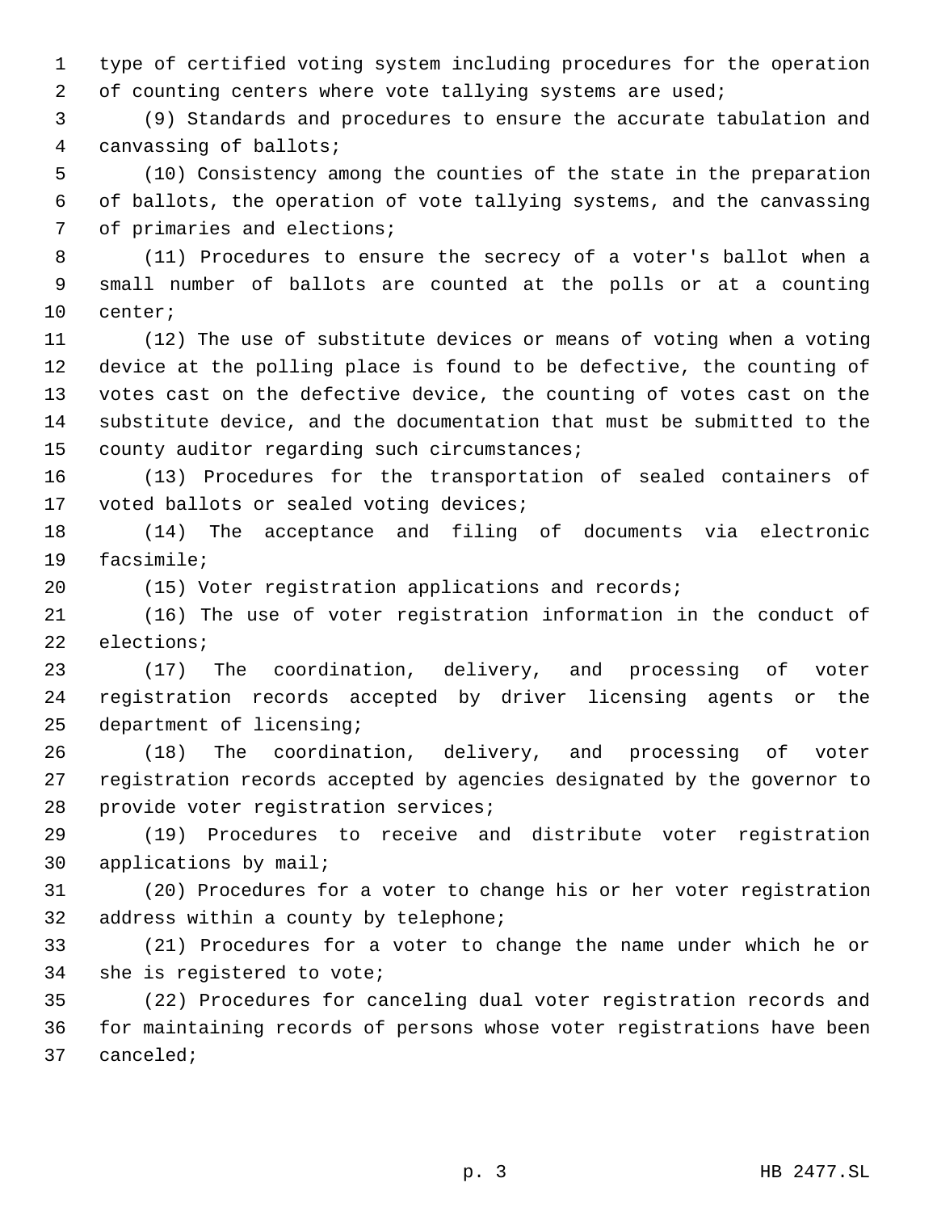type of certified voting system including procedures for the operation of counting centers where vote tallying systems are used;

(9) Standards and procedures to ensure the accurate tabulation and canvassing of ballots;

(10) Consistency among the counties of the state in the preparation of ballots, the operation of vote tallying systems, and the canvassing of primaries and elections;

(11) Procedures to ensure the secrecy of a voter's ballot when a small number of ballots are counted at the polls or at a counting center;

(12) The use of substitute devices or means of voting when a voting device at the polling place is found to be defective, the counting of votes cast on the defective device, the counting of votes cast on the substitute device, and the documentation that must be submitted to the county auditor regarding such circumstances;

(13) Procedures for the transportation of sealed containers of voted ballots or sealed voting devices;

(14) The acceptance and filing of documents via electronic facsimile;

(15) Voter registration applications and records;

(16) The use of voter registration information in the conduct of elections;

(17) The coordination, delivery, and processing of voter registration records accepted by driver licensing agents or the department of licensing;

(18) The coordination, delivery, and processing of voter registration records accepted by agencies designated by the governor to provide voter registration services;

(19) Procedures to receive and distribute voter registration applications by mail;

(20) Procedures for a voter to change his or her voter registration address within a county by telephone;

(21) Procedures for a voter to change the name under which he or she is registered to vote;

(22) Procedures for canceling dual voter registration records and for maintaining records of persons whose voter registrations have been canceled;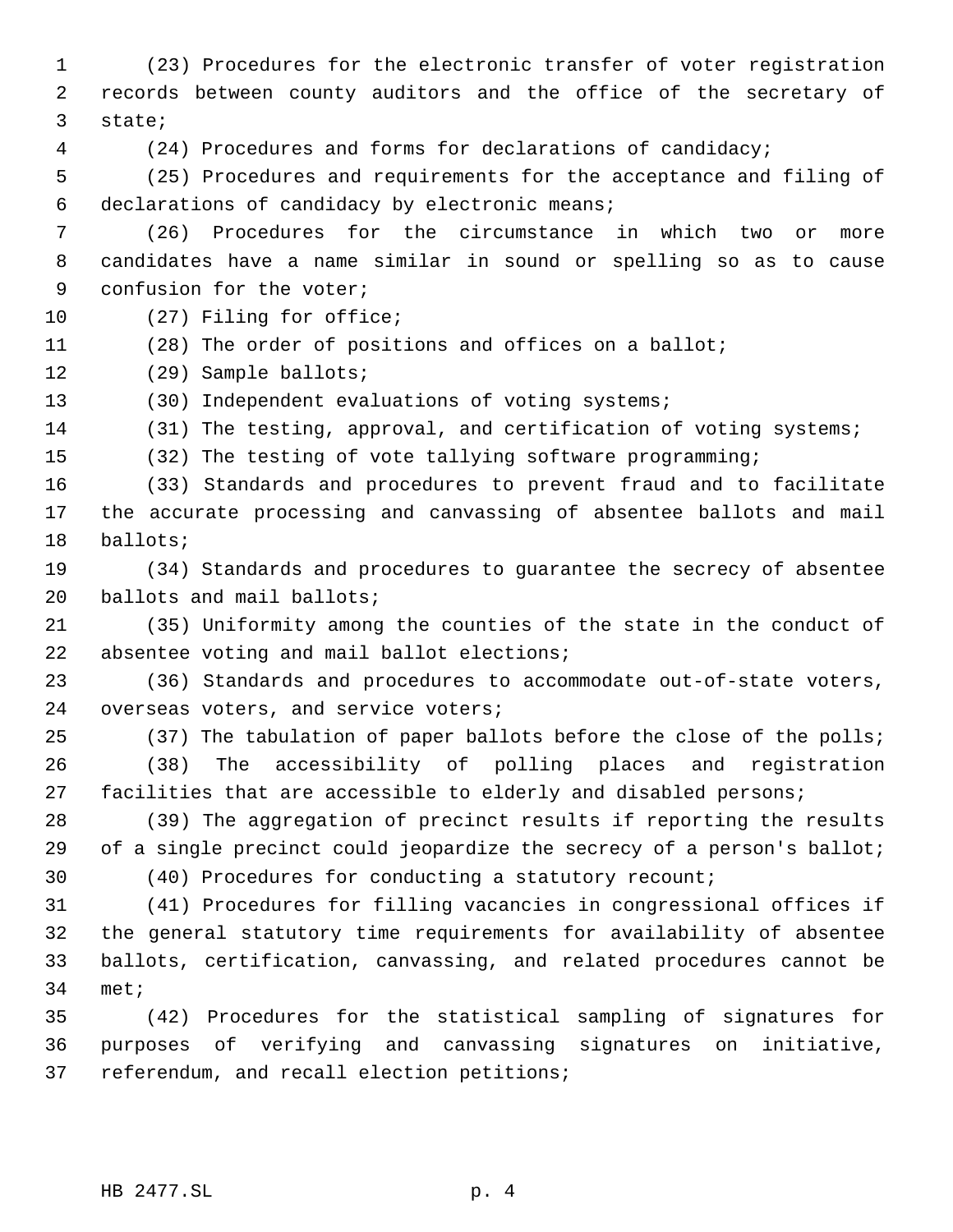(23) Procedures for the electronic transfer of voter registration records between county auditors and the office of the secretary of state;

(24) Procedures and forms for declarations of candidacy;

(25) Procedures and requirements for the acceptance and filing of declarations of candidacy by electronic means;

(26) Procedures for the circumstance in which two or more candidates have a name similar in sound or spelling so as to cause confusion for the voter;

(27) Filing for office;

(28) The order of positions and offices on a ballot;

(29) Sample ballots;

(30) Independent evaluations of voting systems;

(31) The testing, approval, and certification of voting systems;

(32) The testing of vote tallying software programming;

(33) Standards and procedures to prevent fraud and to facilitate the accurate processing and canvassing of absentee ballots and mail ballots;

(34) Standards and procedures to guarantee the secrecy of absentee ballots and mail ballots;

(35) Uniformity among the counties of the state in the conduct of absentee voting and mail ballot elections;

(36) Standards and procedures to accommodate out-of-state voters, overseas voters, and service voters;

(37) The tabulation of paper ballots before the close of the polls;

(38) The accessibility of polling places and registration facilities that are accessible to elderly and disabled persons;

(39) The aggregation of precinct results if reporting the results of a single precinct could jeopardize the secrecy of a person's ballot;

(40) Procedures for conducting a statutory recount;

(41) Procedures for filling vacancies in congressional offices if the general statutory time requirements for availability of absentee ballots, certification, canvassing, and related procedures cannot be met;

(42) Procedures for the statistical sampling of signatures for purposes of verifying and canvassing signatures on initiative, referendum, and recall election petitions;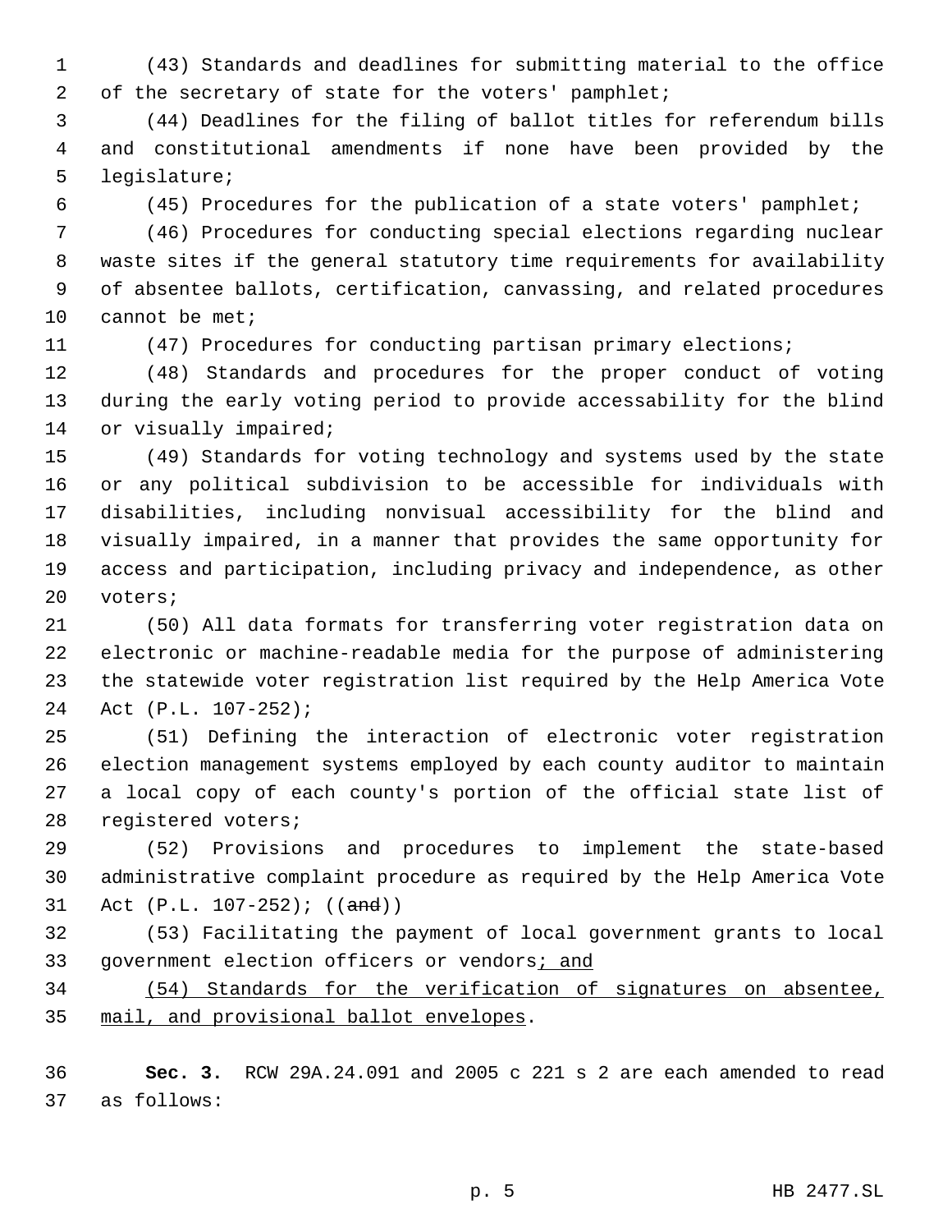(43) Standards and deadlines for submitting material to the office of the secretary of state for the voters' pamphlet;

(44) Deadlines for the filing of ballot titles for referendum bills and constitutional amendments if none have been provided by the legislature;

(45) Procedures for the publication of a state voters' pamphlet;

(46) Procedures for conducting special elections regarding nuclear waste sites if the general statutory time requirements for availability of absentee ballots, certification, canvassing, and related procedures cannot be met;

(47) Procedures for conducting partisan primary elections;

(48) Standards and procedures for the proper conduct of voting during the early voting period to provide accessability for the blind or visually impaired;

(49) Standards for voting technology and systems used by the state or any political subdivision to be accessible for individuals with disabilities, including nonvisual accessibility for the blind and visually impaired, in a manner that provides the same opportunity for access and participation, including privacy and independence, as other voters;

(50) All data formats for transferring voter registration data on electronic or machine-readable media for the purpose of administering the statewide voter registration list required by the Help America Vote Act (P.L. 107-252);

(51) Defining the interaction of electronic voter registration election management systems employed by each county auditor to maintain a local copy of each county's portion of the official state list of registered voters;

(52) Provisions and procedures to implement the state-based administrative complaint procedure as required by the Help America Vote Act (P.L. 107-252); ((~~and~~))

(53) Facilitating the payment of local government grants to local government election officers or vendors<u>; and</u>

<u>(54) Standards for the verification of signatures on absentee, mail, and provisional ballot envelopes</u>.

**Sec. 3.** RCW 29A.24.091 and 2005 c 221 s 2 are each amended to read as follows: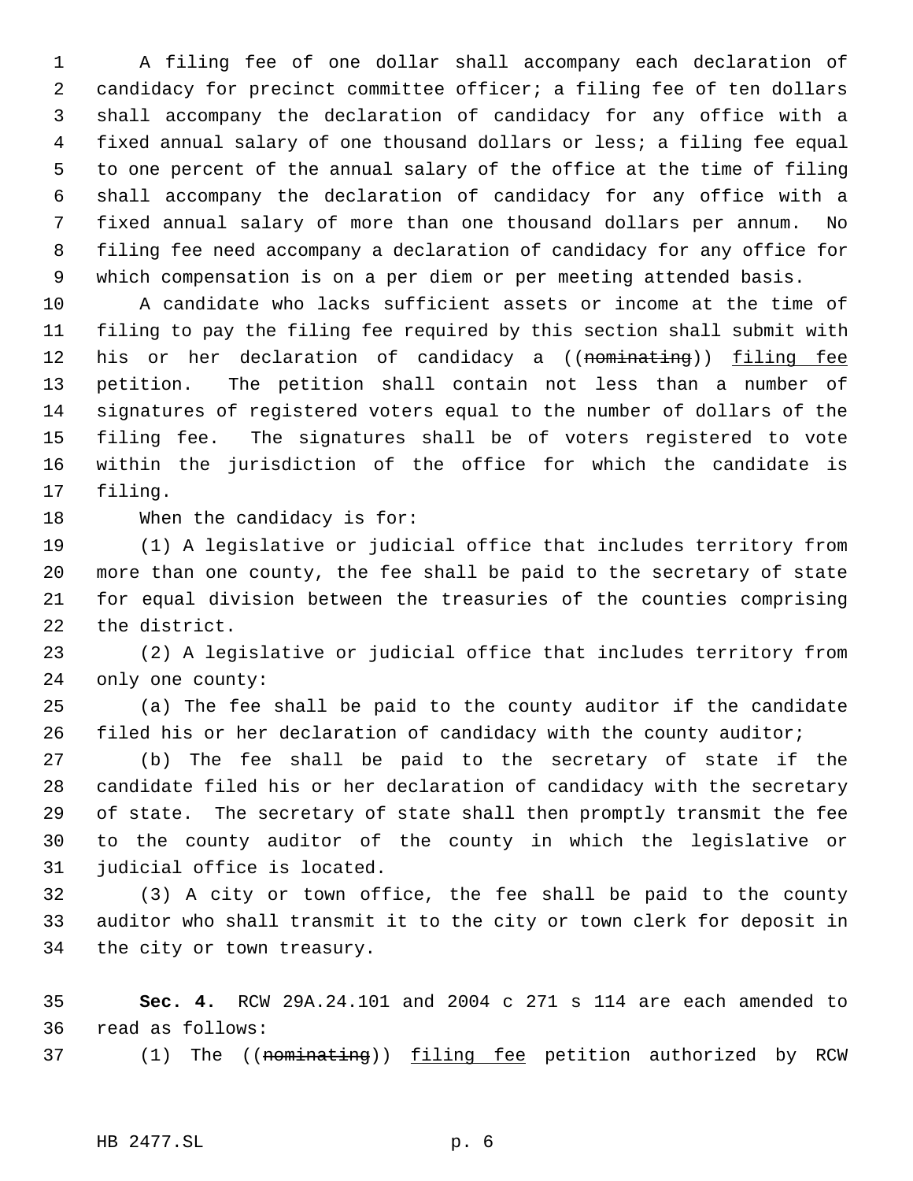A filing fee of one dollar shall accompany each declaration of candidacy for precinct committee officer; a filing fee of ten dollars shall accompany the declaration of candidacy for any office with a fixed annual salary of one thousand dollars or less; a filing fee equal to one percent of the annual salary of the office at the time of filing shall accompany the declaration of candidacy for any office with a fixed annual salary of more than one thousand dollars per annum. No filing fee need accompany a declaration of candidacy for any office for which compensation is on a per diem or per meeting attended basis.

A candidate who lacks sufficient assets or income at the time of filing to pay the filing fee required by this section shall submit with his or her declaration of candidacy a ((~~nominating~~)) <u>filing fee</u> petition. The petition shall contain not less than a number of signatures of registered voters equal to the number of dollars of the filing fee. The signatures shall be of voters registered to vote within the jurisdiction of the office for which the candidate is filing.

When the candidacy is for:

(1) A legislative or judicial office that includes territory from more than one county, the fee shall be paid to the secretary of state for equal division between the treasuries of the counties comprising the district.

(2) A legislative or judicial office that includes territory from only one county:

(a) The fee shall be paid to the county auditor if the candidate filed his or her declaration of candidacy with the county auditor;

(b) The fee shall be paid to the secretary of state if the candidate filed his or her declaration of candidacy with the secretary of state. The secretary of state shall then promptly transmit the fee to the county auditor of the county in which the legislative or judicial office is located.

(3) A city or town office, the fee shall be paid to the county auditor who shall transmit it to the city or town clerk for deposit in the city or town treasury.

**Sec. 4.** RCW 29A.24.101 and 2004 c 271 s 114 are each amended to read as follows:

(1) The ((~~nominating~~)) <u>filing fee</u> petition authorized by RCW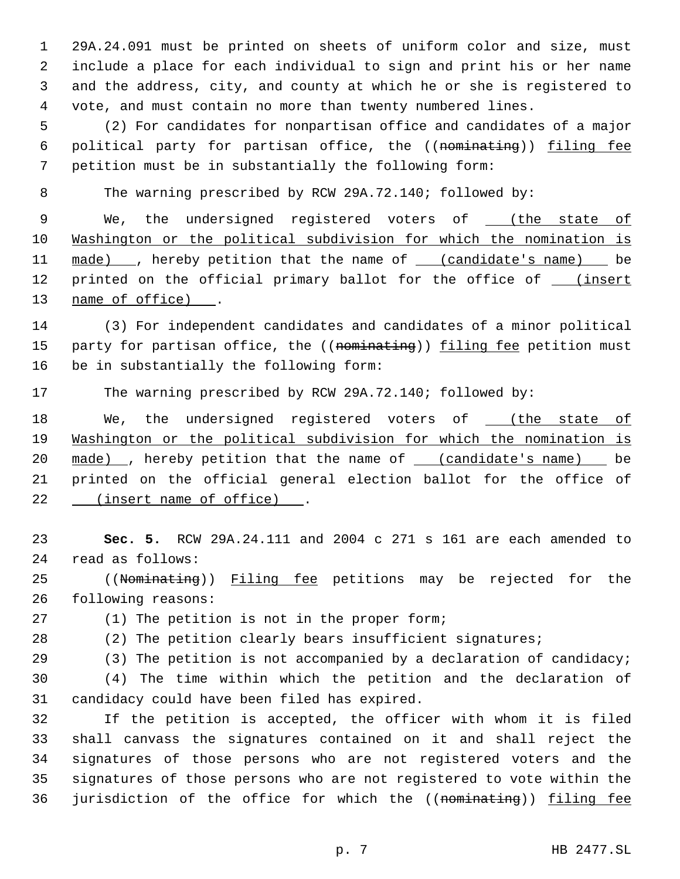29A.24.091 must be printed on sheets of uniform color and size, must include a place for each individual to sign and print his or her name and the address, city, and county at which he or she is registered to vote, and must contain no more than twenty numbered lines.

(2) For candidates for nonpartisan office and candidates of a major political party for partisan office, the ((~~nominating~~)) filing fee petition must be in substantially the following form:

The warning prescribed by RCW 29A.72.140; followed by:

We, the undersigned registered voters of (the state of Washington or the political subdivision for which the nomination is made), hereby petition that the name of (candidate's name) be printed on the official primary ballot for the office of (insert name of office).

(3) For independent candidates and candidates of a minor political party for partisan office, the ((~~nominating~~)) filing fee petition must be in substantially the following form:

The warning prescribed by RCW 29A.72.140; followed by:

We, the undersigned registered voters of (the state of Washington or the political subdivision for which the nomination is made), hereby petition that the name of (candidate's name) be printed on the official general election ballot for the office of (insert name of office).

**Sec. 5.** RCW 29A.24.111 and 2004 c 271 s 161 are each amended to read as follows:

((~~Nominating~~)) Filing fee petitions may be rejected for the following reasons:

(1) The petition is not in the proper form;

(2) The petition clearly bears insufficient signatures;

(3) The petition is not accompanied by a declaration of candidacy;

(4) The time within which the petition and the declaration of candidacy could have been filed has expired.

If the petition is accepted, the officer with whom it is filed shall canvass the signatures contained on it and shall reject the signatures of those persons who are not registered voters and the signatures of those persons who are not registered to vote within the jurisdiction of the office for which the ((~~nominating~~)) filing fee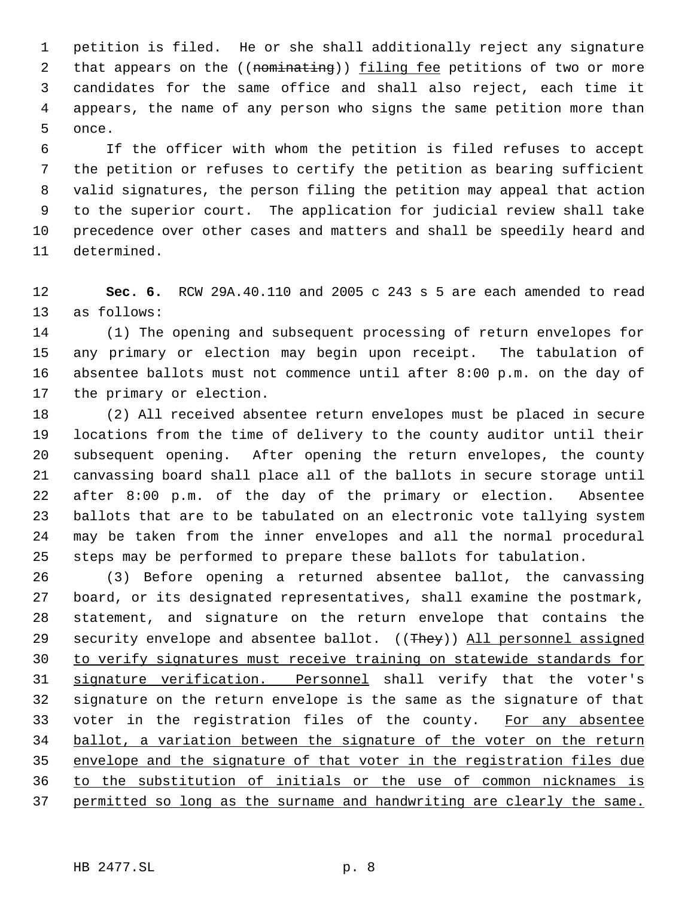petition is filed. He or she shall additionally reject any signature that appears on the ((~~nominating~~)) <u>filing fee</u> petitions of two or more candidates for the same office and shall also reject, each time it appears, the name of any person who signs the same petition more than once.

If the officer with whom the petition is filed refuses to accept the petition or refuses to certify the petition as bearing sufficient valid signatures, the person filing the petition may appeal that action to the superior court. The application for judicial review shall take precedence over other cases and matters and shall be speedily heard and determined.

**Sec. 6.** RCW 29A.40.110 and 2005 c 243 s 5 are each amended to read as follows:

(1) The opening and subsequent processing of return envelopes for any primary or election may begin upon receipt. The tabulation of absentee ballots must not commence until after 8:00 p.m. on the day of the primary or election.

(2) All received absentee return envelopes must be placed in secure locations from the time of delivery to the county auditor until their subsequent opening. After opening the return envelopes, the county canvassing board shall place all of the ballots in secure storage until after 8:00 p.m. of the day of the primary or election. Absentee ballots that are to be tabulated on an electronic vote tallying system may be taken from the inner envelopes and all the normal procedural steps may be performed to prepare these ballots for tabulation.

(3) Before opening a returned absentee ballot, the canvassing board, or its designated representatives, shall examine the postmark, statement, and signature on the return envelope that contains the security envelope and absentee ballot. ((~~They~~)) <u>All personnel assigned to verify signatures must receive training on statewide standards for signature verification. Personnel</u> shall verify that the voter's signature on the return envelope is the same as the signature of that voter in the registration files of the county. <u>For any absentee ballot, a variation between the signature of the voter on the return envelope and the signature of that voter in the registration files due to the substitution of initials or the use of common nicknames is permitted so long as the surname and handwriting are clearly the same.</u>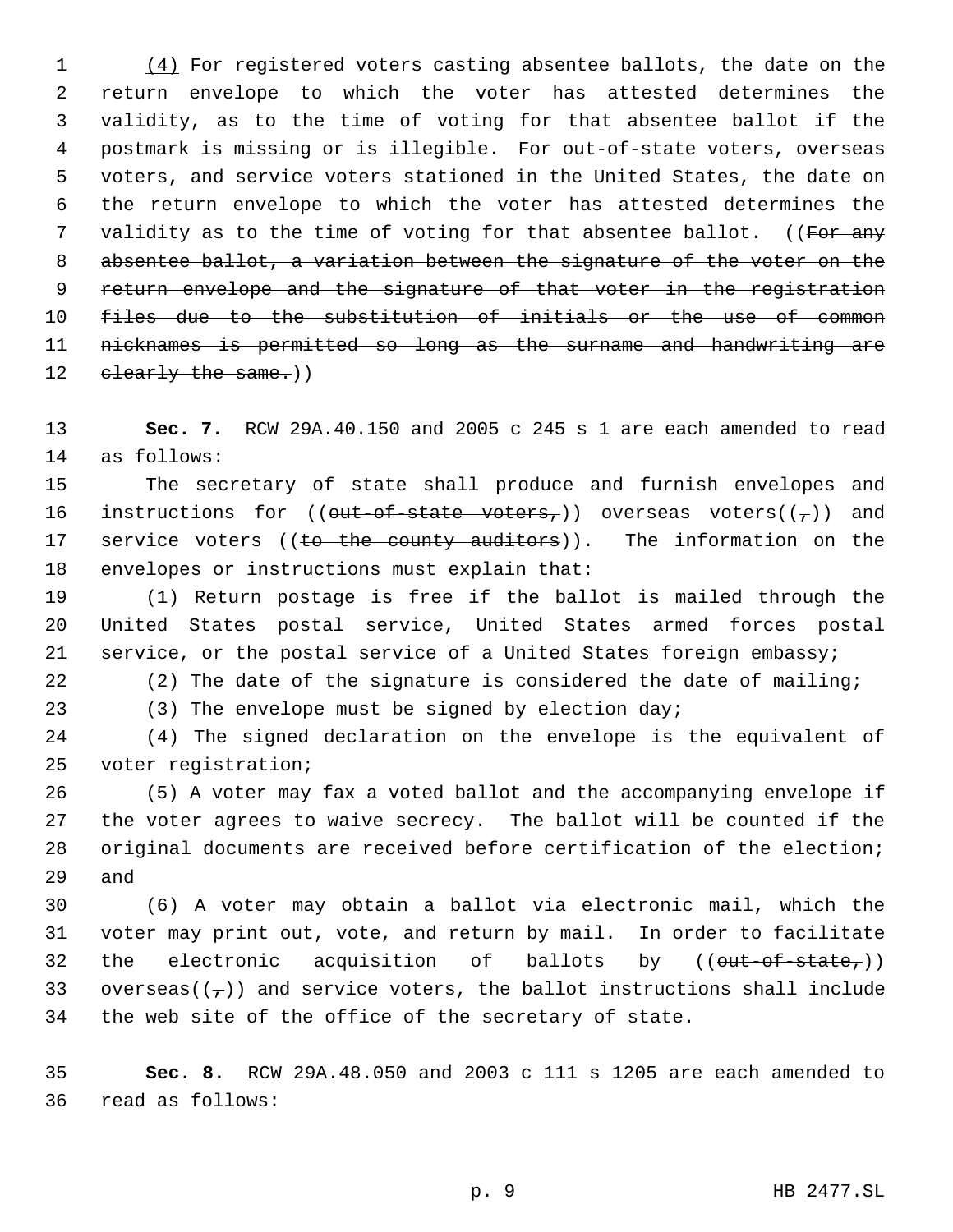(4) For registered voters casting absentee ballots, the date on the return envelope to which the voter has attested determines the validity, as to the time of voting for that absentee ballot if the postmark is missing or is illegible. For out-of-state voters, overseas voters, and service voters stationed in the United States, the date on the return envelope to which the voter has attested determines the validity as to the time of voting for that absentee ballot. ((~~For any absentee ballot, a variation between the signature of the voter on the return envelope and the signature of that voter in the registration files due to the substitution of initials or the use of common nicknames is permitted so long as the surname and handwriting are clearly the same.~~))

**Sec. 7.** RCW 29A.40.150 and 2005 c 245 s 1 are each amended to read as follows:

The secretary of state shall produce and furnish envelopes and instructions for ((~~out-of-state voters,~~)) overseas voters((~~,~~)) and service voters ((~~to the county auditors~~)). The information on the envelopes or instructions must explain that:

(1) Return postage is free if the ballot is mailed through the United States postal service, United States armed forces postal service, or the postal service of a United States foreign embassy;

(2) The date of the signature is considered the date of mailing;

(3) The envelope must be signed by election day;

(4) The signed declaration on the envelope is the equivalent of voter registration;

(5) A voter may fax a voted ballot and the accompanying envelope if the voter agrees to waive secrecy. The ballot will be counted if the original documents are received before certification of the election; and

(6) A voter may obtain a ballot via electronic mail, which the voter may print out, vote, and return by mail. In order to facilitate the electronic acquisition of ballots by ((~~out-of-state,~~)) overseas((~~,~~)) and service voters, the ballot instructions shall include the web site of the office of the secretary of state.

**Sec. 8.** RCW 29A.48.050 and 2003 c 111 s 1205 are each amended to read as follows: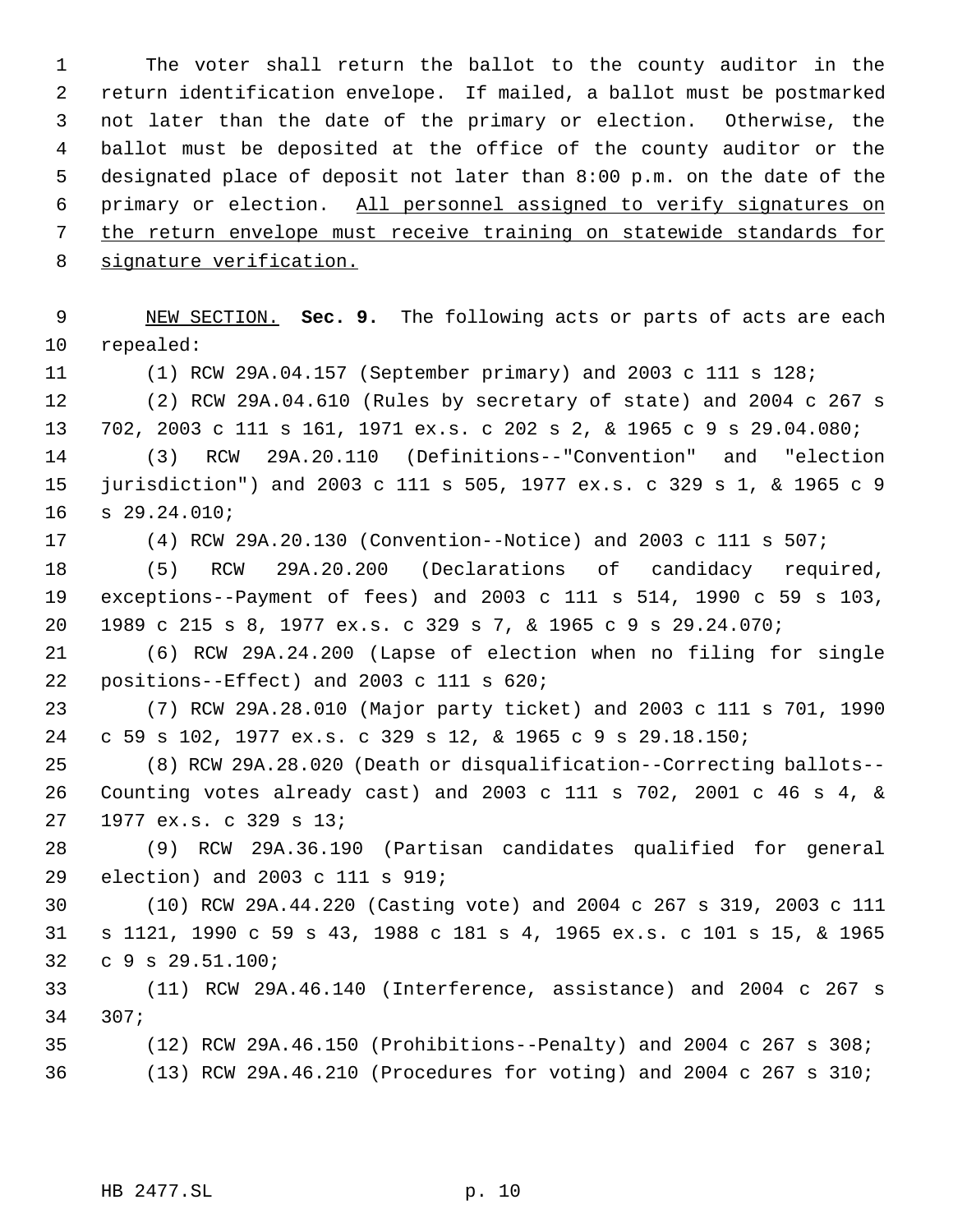The voter shall return the ballot to the county auditor in the return identification envelope. If mailed, a ballot must be postmarked not later than the date of the primary or election. Otherwise, the ballot must be deposited at the office of the county auditor or the designated place of deposit not later than 8:00 p.m. on the date of the primary or election. <u>All personnel assigned to verify signatures on the return envelope must receive training on statewide standards for signature verification.</u>

<u>NEW SECTION.</u> **Sec. 9.** The following acts or parts of acts are each repealed:

(1) RCW 29A.04.157 (September primary) and 2003 c 111 s 128;

(2) RCW 29A.04.610 (Rules by secretary of state) and 2004 c 267 s 702, 2003 c 111 s 161, 1971 ex.s. c 202 s 2, & 1965 c 9 s 29.04.080;

(3) RCW 29A.20.110 (Definitions--"Convention" and "election jurisdiction") and 2003 c 111 s 505, 1977 ex.s. c 329 s 1, & 1965 c 9 s 29.24.010;

(4) RCW 29A.20.130 (Convention--Notice) and 2003 c 111 s 507;

(5) RCW 29A.20.200 (Declarations of candidacy required, exceptions--Payment of fees) and 2003 c 111 s 514, 1990 c 59 s 103, 1989 c 215 s 8, 1977 ex.s. c 329 s 7, & 1965 c 9 s 29.24.070;

(6) RCW 29A.24.200 (Lapse of election when no filing for single positions--Effect) and 2003 c 111 s 620;

(7) RCW 29A.28.010 (Major party ticket) and 2003 c 111 s 701, 1990 c 59 s 102, 1977 ex.s. c 329 s 12, & 1965 c 9 s 29.18.150;

(8) RCW 29A.28.020 (Death or disqualification--Correcting ballots--Counting votes already cast) and 2003 c 111 s 702, 2001 c 46 s 4, & 1977 ex.s. c 329 s 13;

(9) RCW 29A.36.190 (Partisan candidates qualified for general election) and 2003 c 111 s 919;

(10) RCW 29A.44.220 (Casting vote) and 2004 c 267 s 319, 2003 c 111 s 1121, 1990 c 59 s 43, 1988 c 181 s 4, 1965 ex.s. c 101 s 15, & 1965 c 9 s 29.51.100;

(11) RCW 29A.46.140 (Interference, assistance) and 2004 c 267 s 307;

(12) RCW 29A.46.150 (Prohibitions--Penalty) and 2004 c 267 s 308;

(13) RCW 29A.46.210 (Procedures for voting) and 2004 c 267 s 310;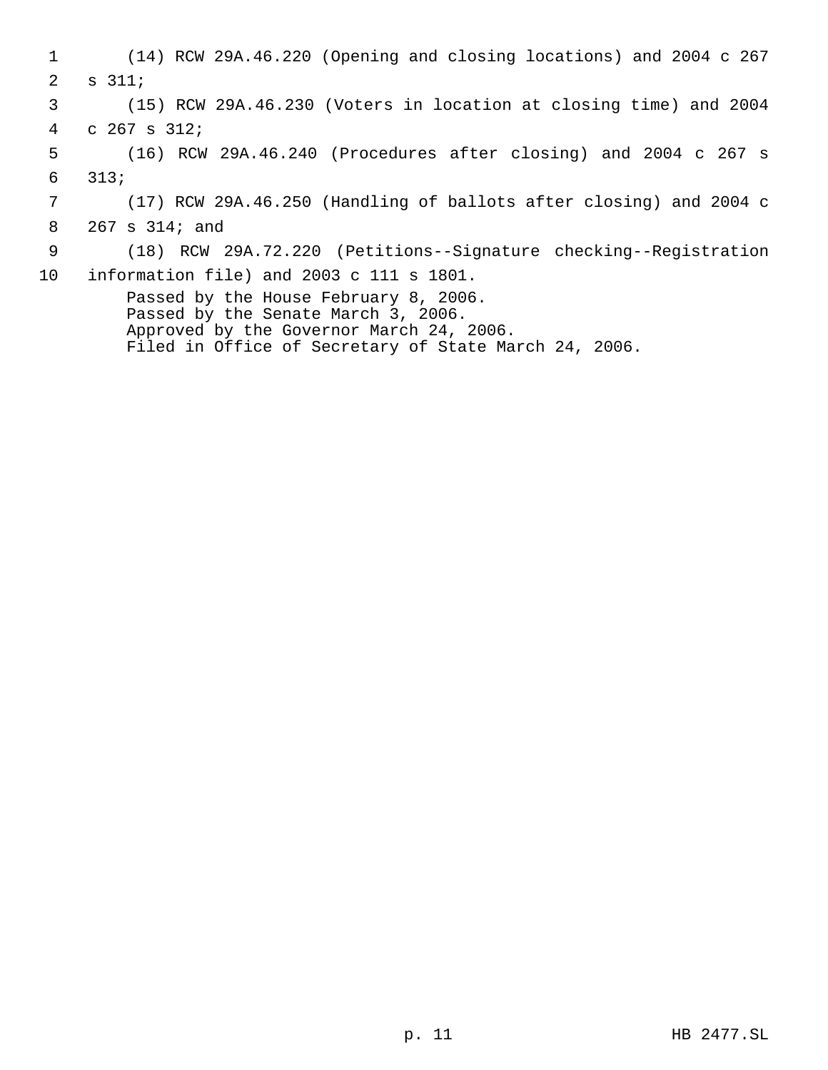(14) RCW 29A.46.220 (Opening and closing locations) and 2004 c 267 s 311;

(15) RCW 29A.46.230 (Voters in location at closing time) and 2004 c 267 s 312;

(16) RCW 29A.46.240 (Procedures after closing) and 2004 c 267 s 313;

(17) RCW 29A.46.250 (Handling of ballots after closing) and 2004 c 267 s 314; and

(18) RCW 29A.72.220 (Petitions--Signature checking--Registration information file) and 2003 c 111 s 1801.

Passed by the House February 8, 2006.
Passed by the Senate March 3, 2006.
Approved by the Governor March 24, 2006.
Filed in Office of Secretary of State March 24, 2006.